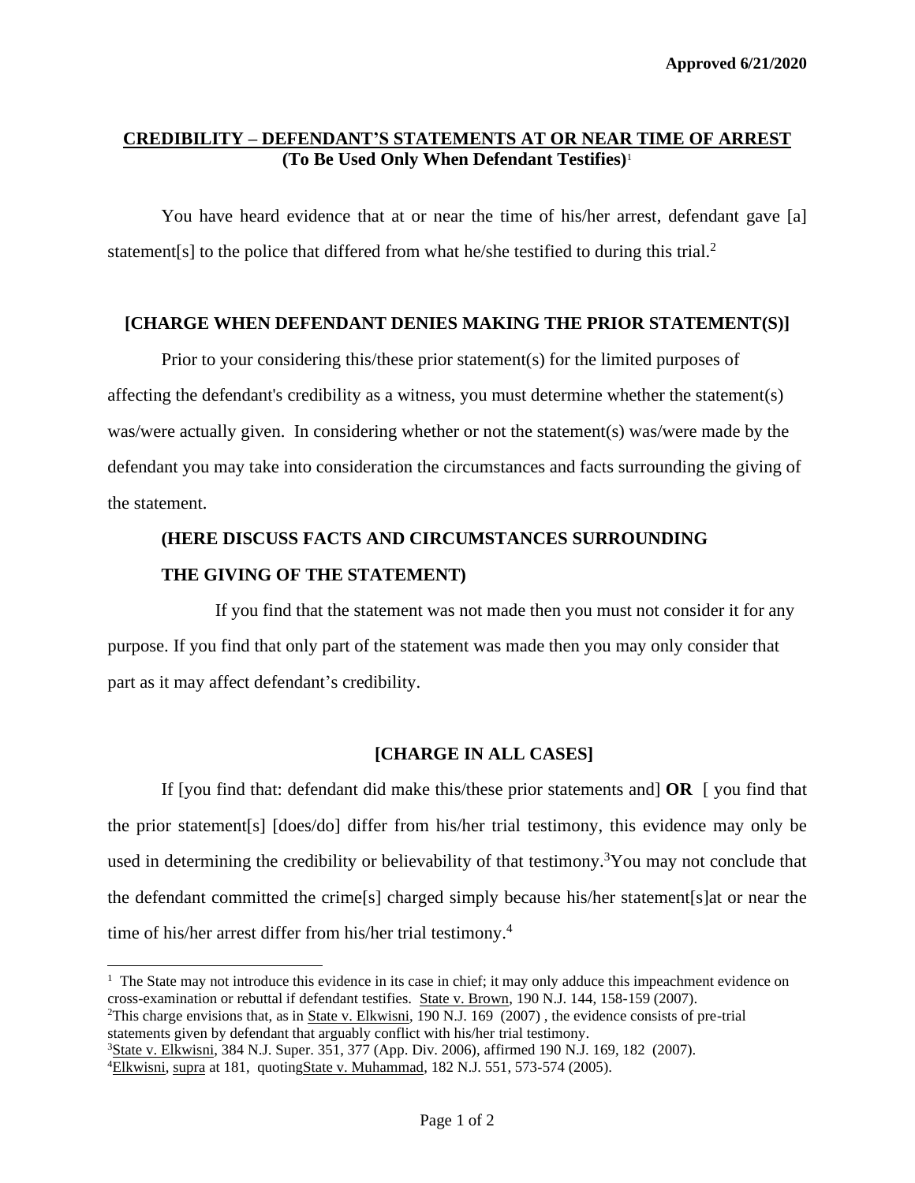**Approved 6/21/2020**

## CREDIBILITY – DEFENDANT'S STATEMENTS AT OR NEAR TIME OF ARREST

**(To Be Used Only When Defendant Testifies)**[1]

You have heard evidence that at or near the time of his/her arrest, defendant gave [a] statement[s] to the police that differed from what he/she testified to during this trial.[2]

**[CHARGE WHEN DEFENDANT DENIES MAKING THE PRIOR STATEMENT(S)]**

Prior to your considering this/these prior statement(s) for the limited purposes of affecting the defendant's credibility as a witness, you must determine whether the statement(s) was/were actually given. In considering whether or not the statement(s) was/were made by the defendant you may take into consideration the circumstances and facts surrounding the giving of the statement.

**(HERE DISCUSS FACTS AND CIRCUMSTANCES SURROUNDING THE GIVING OF THE STATEMENT)**

If you find that the statement was not made then you must not consider it for any purpose. If you find that only part of the statement was made then you may only consider that part as it may affect defendant's credibility.

**[CHARGE IN ALL CASES]**

If [you find that: defendant did make this/these prior statements and] **OR** [ you find that the prior statement[s] [does/do] differ from his/her trial testimony, this evidence may only be used in determining the credibility or believability of that testimony.[3] You may not conclude that the defendant committed the crime[s] charged simply because his/her statement[s]at or near the time of his/her arrest differ from his/her trial testimony.[4]

---

[1] The State may not introduce this evidence in its case in chief; it may only adduce this impeachment evidence on cross-examination or rebuttal if defendant testifies. State v. Brown, 190 N.J. 144, 158-159 (2007).

[2] This charge envisions that, as in State v. Elkwisni, 190 N.J. 169 (2007) , the evidence consists of pre-trial statements given by defendant that arguably conflict with his/her trial testimony.

[3] State v. Elkwisni, 384 N.J. Super. 351, 377 (App. Div. 2006), affirmed 190 N.J. 169, 182 (2007).

[4] Elkwisni, supra at 181, quotingState v. Muhammad, 182 N.J. 551, 573-574 (2005).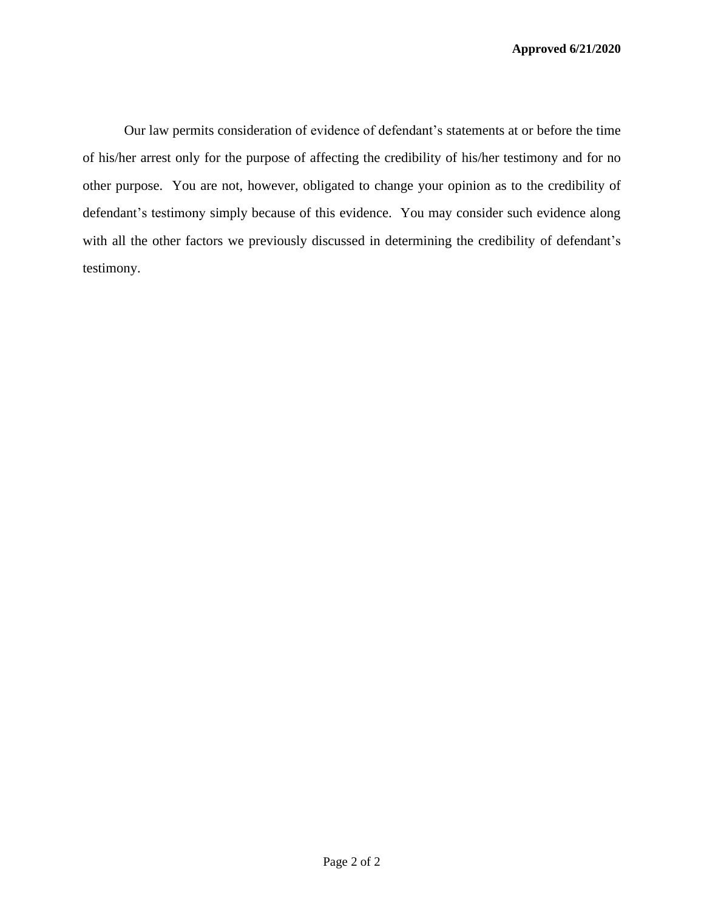Our law permits consideration of evidence of defendant's statements at or before the time of his/her arrest only for the purpose of affecting the credibility of his/her testimony and for no other purpose. You are not, however, obligated to change your opinion as to the credibility of defendant's testimony simply because of this evidence. You may consider such evidence along with all the other factors we previously discussed in determining the credibility of defendant's testimony.